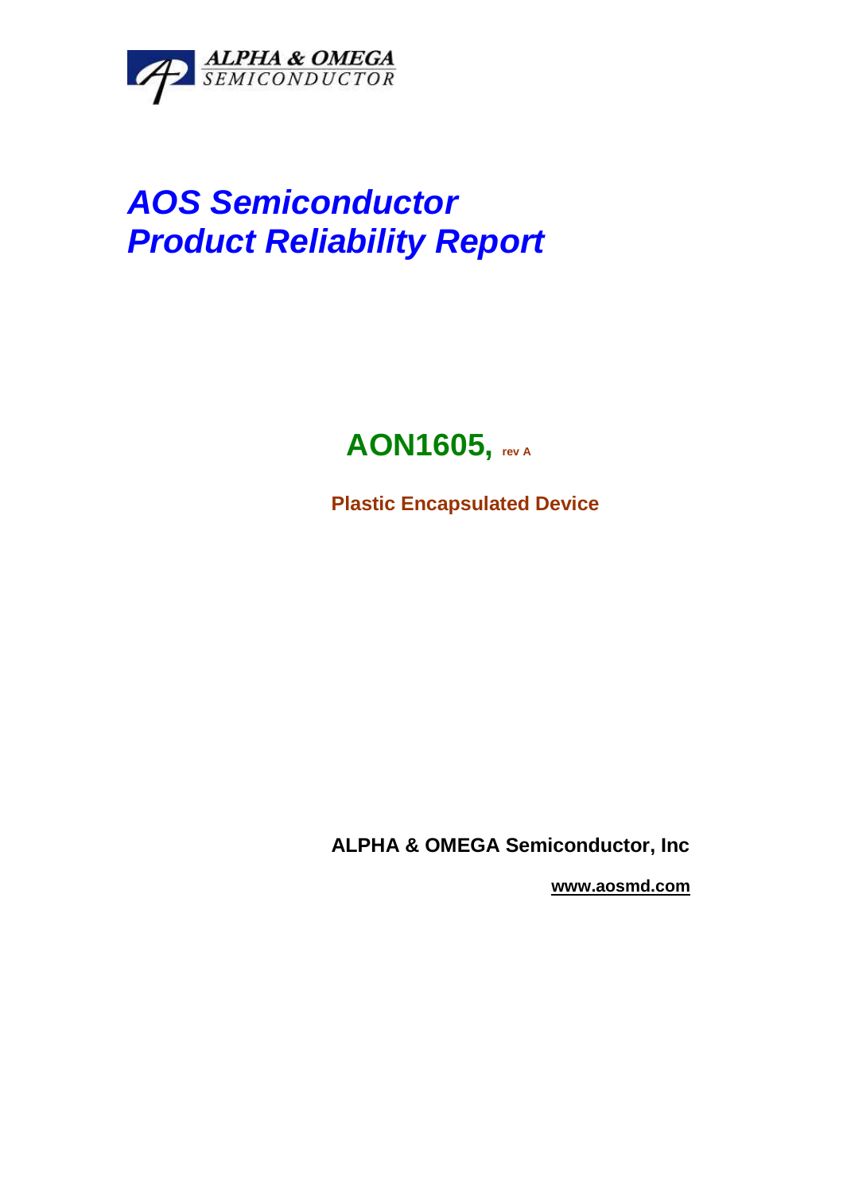ALPHA & OMEGA
SEMICONDUCTOR

# *AOS Semiconductor*
# *Product Reliability Report*

## AON1605, rev A

**Plastic Encapsulated Device**

**ALPHA & OMEGA Semiconductor, Inc**

**www.aosmd.com**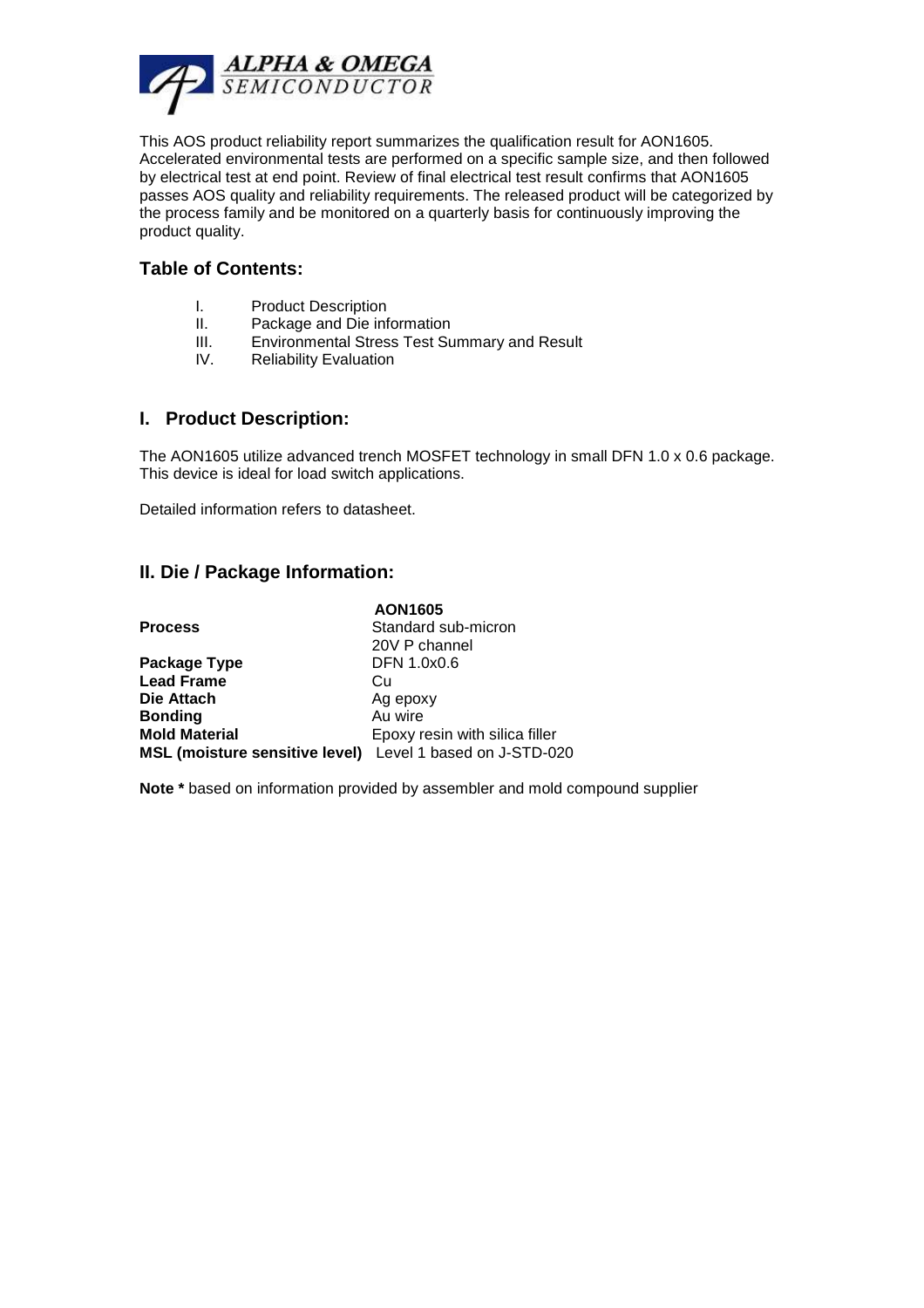This AOS product reliability report summarizes the qualification result for AON1605. Accelerated environmental tests are performed on a specific sample size, and then followed by electrical test at end point. Review of final electrical test result confirms that AON1605 passes AOS quality and reliability requirements. The released product will be categorized by the process family and be monitored on a quarterly basis for continuously improving the product quality.

## Table of Contents:

- I. Product Description
- II. Package and Die information
- III. Environmental Stress Test Summary and Result
- IV. Reliability Evaluation

## I. Product Description:

The AON1605 utilize advanced trench MOSFET technology in small DFN 1.0 x 0.6 package. This device is ideal for load switch applications.

Detailed information refers to datasheet.

## II. Die / Package Information:

| | AON1605 |
|---|---|
| **Process** | Standard sub-micron 20V P channel |
| **Package Type** | DFN 1.0x0.6 |
| **Lead Frame** | Cu |
| **Die Attach** | Ag epoxy |
| **Bonding** | Au wire |
| **Mold Material** | Epoxy resin with silica filler |
| **MSL (moisture sensitive level)** | Level 1 based on J-STD-020 |

**Note *** based on information provided by assembler and mold compound supplier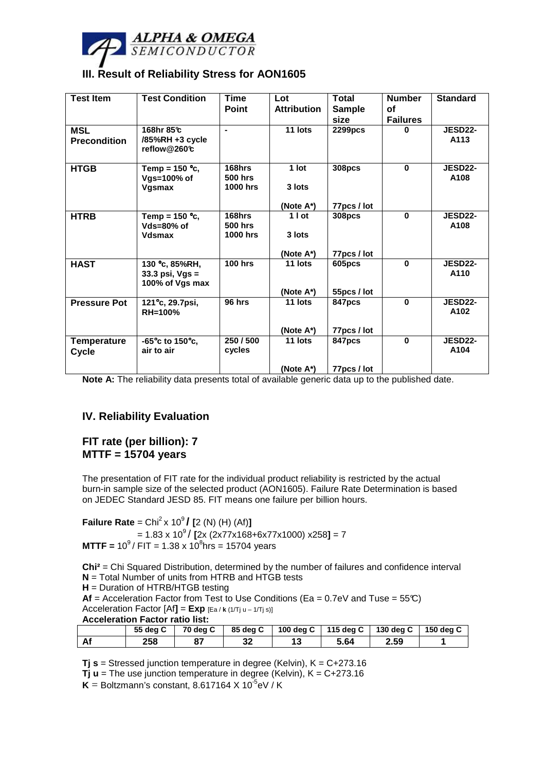## III. Result of Reliability Stress for AON1605

| Test Item | Test Condition | Time Point | Lot Attribution | Total Sample size | Number of Failures | Standard |
|---|---|---|---|---|---|---|
| MSL Precondition | 168hr 85°c /85%RH +3 cycle reflow@260°c | - | 11 lots | 2299pcs | 0 | JESD22-A113 |
| HTGB | Temp = 150 °c, Vgs=100% of Vgsmax | 168hrs 500 hrs 1000 hrs | 1 lot 3 lots (Note A*) | 308pcs 77pcs / lot | 0 | JESD22-A108 |
| HTRB | Temp = 150 °c, Vds=80% of Vdsmax | 168hrs 500 hrs 1000 hrs | 1 l ot 3 lots (Note A*) | 308pcs 77pcs / lot | 0 | JESD22-A108 |
| HAST | 130 °c, 85%RH, 33.3 psi, Vgs = 100% of Vgs max | 100 hrs | 11 lots (Note A*) | 605pcs 55pcs / lot | 0 | JESD22-A110 |
| Pressure Pot | 121°c, 29.7psi, RH=100% | 96 hrs | 11 lots (Note A*) | 847pcs 77pcs / lot | 0 | JESD22-A102 |
| Temperature Cycle | -65°c to 150°c, air to air | 250 / 500 cycles | 11 lots (Note A*) | 847pcs 77pcs / lot | 0 | JESD22-A104 |

**Note A:** The reliability data presents total of available generic data up to the published date.

## IV. Reliability Evaluation

### FIT rate (per billion): 7
### MTTF = 15704 years

The presentation of FIT rate for the individual product reliability is restricted by the actual burn-in sample size of the selected product (AON1605). Failure Rate Determination is based on JEDEC Standard JESD 85. FIT means one failure per billion hours.

**Failure Rate** = $Chi^2 \times 10^9$ **/ [**2 (N) (H) (Af)**]**

= $1.83 \times 10^9$ **/ [**2x (2x77x168+6x77x1000) x258**]** = 7

**MTTF =** $10^9$ / FIT = $1.38 \times 10^8$hrs = 15704 years

**Chi²** = Chi Squared Distribution, determined by the number of failures and confidence interval
**N** = Total Number of units from HTRB and HTGB tests
**H** = Duration of HTRB/HTGB testing
**Af** = Acceleration Factor from Test to Use Conditions (Ea = 0.7eV and Tuse = 55°C)
Acceleration Factor [Af**]** = **Exp** [Ea / **k** (1/Tj u – 1/Tj s)]

**Acceleration Factor ratio list:**

| | 55 deg C | 70 deg C | 85 deg C | 100 deg C | 115 deg C | 130 deg C | 150 deg C |
|---|---|---|---|---|---|---|---|
| Af | 258 | 87 | 32 | 13 | 5.64 | 2.59 | 1 |

**Tj s** = Stressed junction temperature in degree (Kelvin), K = C+273.16
**Tj u** = The use junction temperature in degree (Kelvin), K = C+273.16
**K** = Boltzmann's constant, $8.617164 \times 10^{-5}$eV / K